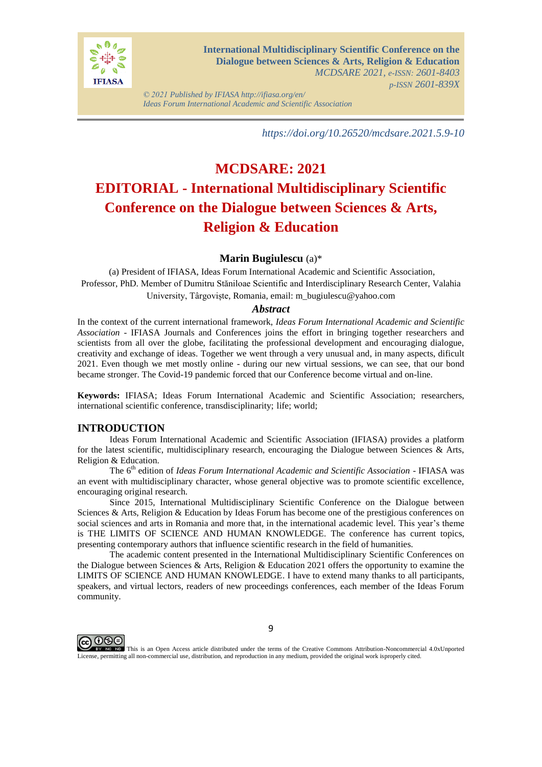https://doi.org/10.26520/mcdsare.2021.5.9-10

# MCDSARE: 2021
# EDITORIAL - International Multidisciplinary Scientific Conference on the Dialogue between Sciences & Arts, Religion & Education

**Marin Bugiulescu** (a)*

(a) President of IFIASA, Ideas Forum International Academic and Scientific Association, Professor, PhD. Member of Dumitru Stăniloae Scientific and Interdisciplinary Research Center, Valahia University, Târgoviște, Romania, email: m_bugiulescu@yahoo.com

## *Abstract*

In the context of the current international framework, *Ideas Forum International Academic and Scientific Association* - IFIASA Journals and Conferences joins the effort in bringing together researchers and scientists from all over the globe, facilitating the professional development and encouraging dialogue, creativity and exchange of ideas. Together we went through a very unusual and, in many aspects, dificult 2021. Even though we met mostly online - during our new virtual sessions, we can see, that our bond became stronger. The Covid-19 pandemic forced that our Conference become virtual and on-line.

**Keywords:** IFIASA; Ideas Forum International Academic and Scientific Association; researchers, international scientific conference, transdisciplinarity; life; world;

## INTRODUCTION

Ideas Forum International Academic and Scientific Association (IFIASA) provides a platform for the latest scientific, multidisciplinary research, encouraging the Dialogue between Sciences & Arts, Religion & Education.

The 6th edition of *Ideas Forum International Academic and Scientific Association* - IFIASA was an event with multidisciplinary character, whose general objective was to promote scientific excellence, encouraging original research.

Since 2015, International Multidisciplinary Scientific Conference on the Dialogue between Sciences & Arts, Religion & Education by Ideas Forum has become one of the prestigious conferences on social sciences and arts in Romania and more that, in the international academic level. This year's theme is THE LIMITS OF SCIENCE AND HUMAN KNOWLEDGE. The conference has current topics, presenting contemporary authors that influence scientific research in the field of humanities.

The academic content presented in the International Multidisciplinary Scientific Conferences on the Dialogue between Sciences & Arts, Religion & Education 2021 offers the opportunity to examine the LIMITS OF SCIENCE AND HUMAN KNOWLEDGE. I have to extend many thanks to all participants, speakers, and virtual lectors, readers of new proceedings conferences, each member of the Ideas Forum community.

This is an Open Access article distributed under the terms of the Creative Commons Attribution-Noncommercial 4.0xUnported License, permitting all non-commercial use, distribution, and reproduction in any medium, provided the original work isproperly cited.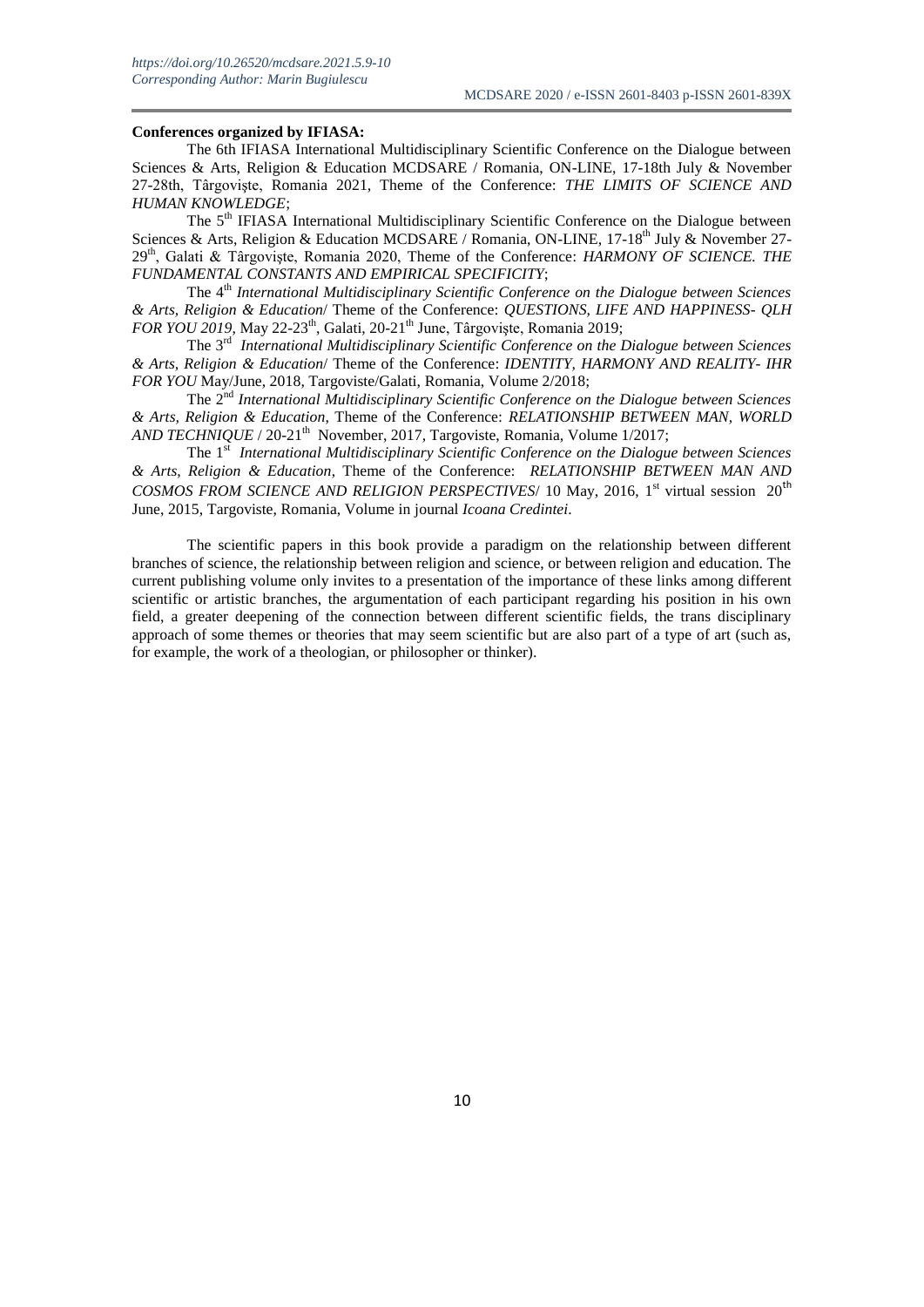**Conferences organized by IFIASA:**

The 6th IFIASA International Multidisciplinary Scientific Conference on the Dialogue between Sciences & Arts, Religion & Education MCDSARE / Romania, ON-LINE, 17-18th July & November 27-28th, Târgovişte, Romania 2021, Theme of the Conference: *THE LIMITS OF SCIENCE AND HUMAN KNOWLEDGE*;

The 5th IFIASA International Multidisciplinary Scientific Conference on the Dialogue between Sciences & Arts, Religion & Education MCDSARE / Romania, ON-LINE, 17-18th July & November 27-29th, Galati & Târgovişte, Romania 2020, Theme of the Conference: *HARMONY OF SCIENCE. THE FUNDAMENTAL CONSTANTS AND EMPIRICAL SPECIFICITY*;

The 4th *International Multidisciplinary Scientific Conference on the Dialogue between Sciences & Arts, Religion & Education*/ Theme of the Conference: *QUESTIONS, LIFE AND HAPPINESS- QLH FOR YOU 2019*, May 22-23th, Galati, 20-21th June, Târgovişte, Romania 2019;

The 3rd *International Multidisciplinary Scientific Conference on the Dialogue between Sciences & Arts, Religion & Education*/ Theme of the Conference: *IDENTITY, HARMONY AND REALITY- IHR FOR YOU* May/June, 2018, Targoviste/Galati, Romania, Volume 2/2018;

The 2nd *International Multidisciplinary Scientific Conference on the Dialogue between Sciences & Arts, Religion & Education*, Theme of the Conference: *RELATIONSHIP BETWEEN MAN, WORLD AND TECHNIQUE* / 20-21th November, 2017, Targoviste, Romania, Volume 1/2017;

The 1st *International Multidisciplinary Scientific Conference on the Dialogue between Sciences & Arts, Religion & Education*, Theme of the Conference: *RELATIONSHIP BETWEEN MAN AND COSMOS FROM SCIENCE AND RELIGION PERSPECTIVES*/ 10 May, 2016, 1st virtual session 20th June, 2015, Targoviste, Romania, Volume in journal *Icoana Credintei*.

The scientific papers in this book provide a paradigm on the relationship between different branches of science, the relationship between religion and science, or between religion and education. The current publishing volume only invites to a presentation of the importance of these links among different scientific or artistic branches, the argumentation of each participant regarding his position in his own field, a greater deepening of the connection between different scientific fields, the trans disciplinary approach of some themes or theories that may seem scientific but are also part of a type of art (such as, for example, the work of a theologian, or philosopher or thinker).